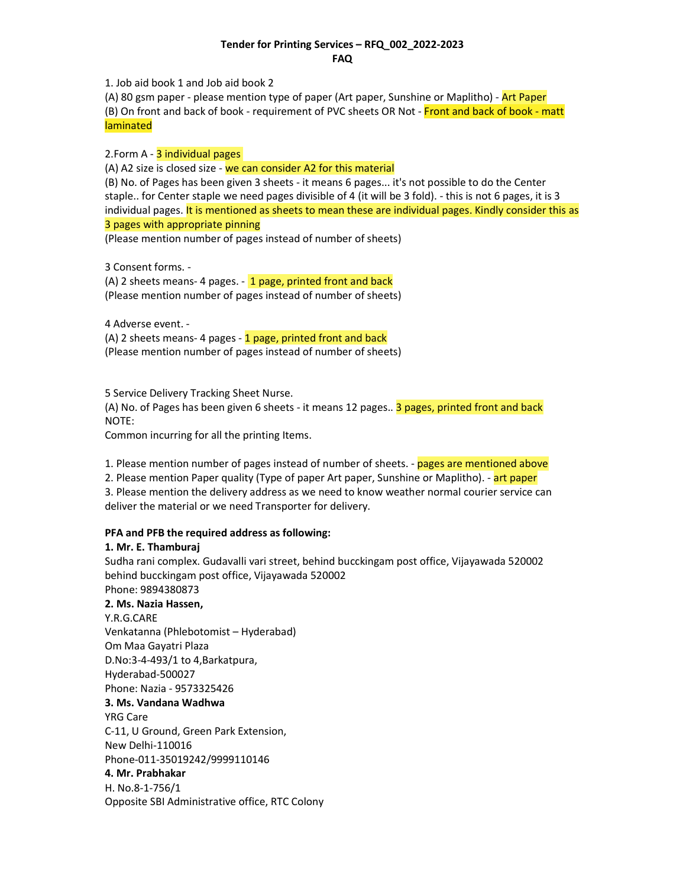# Tender for Printing Services – RFQ_002_2022-2023
## FAQ

1. Job aid book 1 and Job aid book 2
(A) 80 gsm paper - please mention type of paper (Art paper, Sunshine or Maplitho) - Art Paper
(B) On front and back of book - requirement of PVC sheets OR Not - Front and back of book - matt laminated

2.Form A - 3 individual pages
(A) A2 size is closed size - we can consider A2 for this material
(B) No. of Pages has been given 3 sheets - it means 6 pages... it's not possible to do the Center staple.. for Center staple we need pages divisible of 4 (it will be 3 fold). - this is not 6 pages, it is 3 individual pages. It is mentioned as sheets to mean these are individual pages. Kindly consider this as 3 pages with appropriate pinning
(Please mention number of pages instead of number of sheets)

3 Consent forms. -
(A) 2 sheets means- 4 pages. - 1 page, printed front and back
(Please mention number of pages instead of number of sheets)

4 Adverse event. -
(A) 2 sheets means- 4 pages - 1 page, printed front and back
(Please mention number of pages instead of number of sheets)

5 Service Delivery Tracking Sheet Nurse.
(A) No. of Pages has been given 6 sheets - it means 12 pages.. 3 pages, printed front and back
NOTE:
Common incurring for all the printing Items.

1. Please mention number of pages instead of number of sheets. - pages are mentioned above
2. Please mention Paper quality (Type of paper Art paper, Sunshine or Maplitho). - art paper
3. Please mention the delivery address as we need to know weather normal courier service can deliver the material or we need Transporter for delivery.

**PFA and PFB the required address as following:**

**1. Mr. E. Thamburaj**
Sudha rani complex. Gudavalli vari street, behind bucckingam post office, Vijayawada 520002
behind bucckingam post office, Vijayawada 520002
Phone: 9894380873

**2. Ms. Nazia Hassen,**
Y.R.G.CARE
Venkatanna (Phlebotomist – Hyderabad)
Om Maa Gayatri Plaza
D.No:3-4-493/1 to 4,Barkatpura,
Hyderabad-500027
Phone: Nazia - 9573325426

**3. Ms. Vandana Wadhwa**
YRG Care
C-11, U Ground, Green Park Extension,
New Delhi-110016
Phone-011-35019242/9999110146

**4. Mr. Prabhakar**
H. No.8-1-756/1
Opposite SBI Administrative office, RTC Colony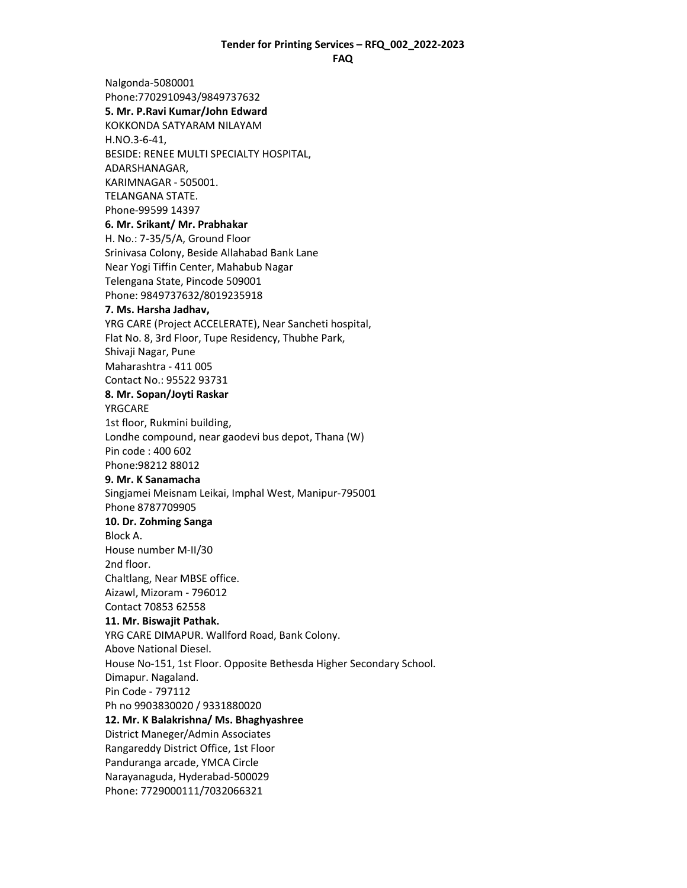Nalgonda-5080001
Phone:7702910943/9849737632

**5. Mr. P.Ravi Kumar/John Edward**

KOKKONDA SATYARAM NILAYAM
H.NO.3-6-41,
BESIDE: RENEE MULTI SPECIALTY HOSPITAL,
ADARSHANAGAR,
KARIMNAGAR - 505001.
TELANGANA STATE.
Phone-99599 14397

**6. Mr. Srikant/ Mr. Prabhakar**

H. No.: 7-35/5/A, Ground Floor
Srinivasa Colony, Beside Allahabad Bank Lane
Near Yogi Tiffin Center, Mahabub Nagar
Telengana State, Pincode 509001
Phone: 9849737632/8019235918

**7. Ms. Harsha Jadhav,**

YRG CARE (Project ACCELERATE), Near Sancheti hospital,
Flat No. 8, 3rd Floor, Tupe Residency, Thubhe Park,
Shivaji Nagar, Pune
Maharashtra - 411 005
Contact No.: 95522 93731

**8. Mr. Sopan/Joyti Raskar**

YRGCARE
1st floor, Rukmini building,
Londhe compound, near gaodevi bus depot, Thana (W)
Pin code : 400 602
Phone:98212 88012

**9. Mr. K Sanamacha**

Singjamei Meisnam Leikai, Imphal West, Manipur-795001
Phone 8787709905

**10. Dr. Zohming Sanga**

Block A.
House number M-II/30
2nd floor.
Chaltlang, Near MBSE office.
Aizawl, Mizoram - 796012
Contact 70853 62558

**11. Mr. Biswajit Pathak.**

YRG CARE DIMAPUR. Wallford Road, Bank Colony.
Above National Diesel.
House No-151, 1st Floor. Opposite Bethesda Higher Secondary School.
Dimapur. Nagaland.
Pin Code - 797112
Ph no 9903830020 / 9331880020

**12. Mr. K Balakrishna/ Ms. Bhaghyashree**

District Maneger/Admin Associates
Rangareddy District Office, 1st Floor
Panduranga arcade, YMCA Circle
Narayanaguda, Hyderabad-500029
Phone: 7729000111/7032066321